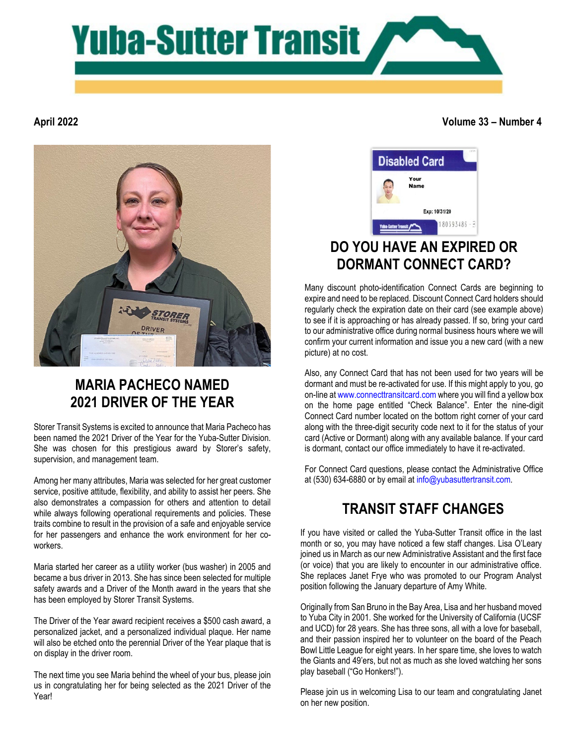# Yuba-Sutter Transit

**April 2022** **Volume 33 – Number 4**

## MARIA PACHECO NAMED 2021 DRIVER OF THE YEAR

Storer Transit Systems is excited to announce that Maria Pacheco has been named the 2021 Driver of the Year for the Yuba-Sutter Division. She was chosen for this prestigious award by Storer's safety, supervision, and management team.

Among her many attributes, Maria was selected for her great customer service, positive attitude, flexibility, and ability to assist her peers. She also demonstrates a compassion for others and attention to detail while always following operational requirements and policies. These traits combine to result in the provision of a safe and enjoyable service for her passengers and enhance the work environment for her co-workers.

Maria started her career as a utility worker (bus washer) in 2005 and became a bus driver in 2013. She has since been selected for multiple safety awards and a Driver of the Month award in the years that she has been employed by Storer Transit Systems.

The Driver of the Year award recipient receives a $500 cash award, a personalized jacket, and a personalized individual plaque. Her name will also be etched onto the perennial Driver of the Year plaque that is on display in the driver room.

The next time you see Maria behind the wheel of your bus, please join us in congratulating her for being selected as the 2021 Driver of the Year!

## DO YOU HAVE AN EXPIRED OR DORMANT CONNECT CARD?

Many discount photo-identification Connect Cards are beginning to expire and need to be replaced. Discount Connect Card holders should regularly check the expiration date on their card (see example above) to see if it is approaching or has already passed. If so, bring your card to our administrative office during normal business hours where we will confirm your current information and issue you a new card (with a new picture) at no cost.

Also, any Connect Card that has not been used for two years will be dormant and must be re-activated for use. If this might apply to you, go on-line at www.connecttransitcard.com where you will find a yellow box on the home page entitled "Check Balance". Enter the nine-digit Connect Card number located on the bottom right corner of your card along with the three-digit security code next to it for the status of your card (Active or Dormant) along with any available balance. If your card is dormant, contact our office immediately to have it re-activated.

For Connect Card questions, please contact the Administrative Office at (530) 634-6880 or by email at info@yubasuttertransit.com.

## TRANSIT STAFF CHANGES

If you have visited or called the Yuba-Sutter Transit office in the last month or so, you may have noticed a few staff changes. Lisa O'Leary joined us in March as our new Administrative Assistant and the first face (or voice) that you are likely to encounter in our administrative office. She replaces Janet Frye who was promoted to our Program Analyst position following the January departure of Amy White.

Originally from San Bruno in the Bay Area, Lisa and her husband moved to Yuba City in 2001. She worked for the University of California (UCSF and UCD) for 28 years. She has three sons, all with a love for baseball, and their passion inspired her to volunteer on the board of the Peach Bowl Little League for eight years. In her spare time, she loves to watch the Giants and 49'ers, but not as much as she loved watching her sons play baseball ("Go Honkers!").

Please join us in welcoming Lisa to our team and congratulating Janet on her new position.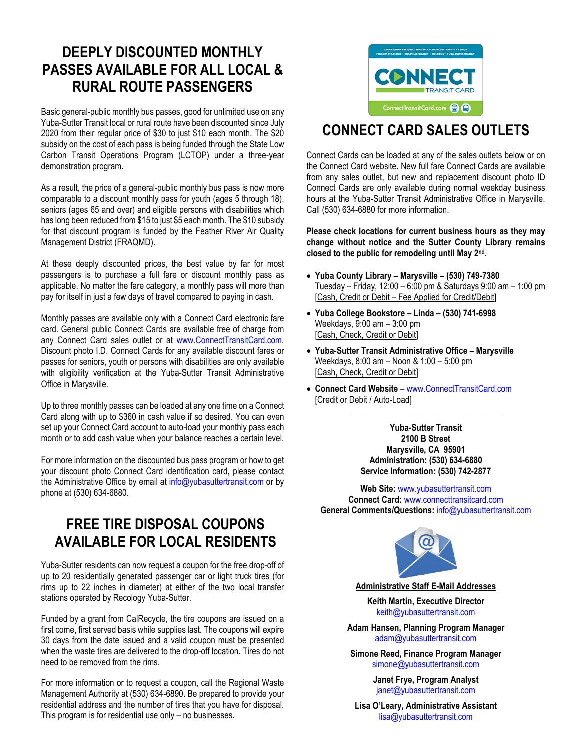# DEEPLY DISCOUNTED MONTHLY PASSES AVAILABLE FOR ALL LOCAL & RURAL ROUTE PASSENGERS

Basic general-public monthly bus passes, good for unlimited use on any Yuba-Sutter Transit local or rural route have been discounted since July 2020 from their regular price of $30 to just $10 each month. The $20 subsidy on the cost of each pass is being funded through the State Low Carbon Transit Operations Program (LCTOP) under a three-year demonstration program.

As a result, the price of a general-public monthly bus pass is now more comparable to a discount monthly pass for youth (ages 5 through 18), seniors (ages 65 and over) and eligible persons with disabilities which has long been reduced from $15 to just $5 each month. The $10 subsidy for that discount program is funded by the Feather River Air Quality Management District (FRAQMD).

At these deeply discounted prices, the best value by far for most passengers is to purchase a full fare or discount monthly pass as applicable. No matter the fare category, a monthly pass will more than pay for itself in just a few days of travel compared to paying in cash.

Monthly passes are available only with a Connect Card electronic fare card. General public Connect Cards are available free of charge from any Connect Card sales outlet or at www.ConnectTransitCard.com. Discount photo I.D. Connect Cards for any available discount fares or passes for seniors, youth or persons with disabilities are only available with eligibility verification at the Yuba-Sutter Transit Administrative Office in Marysville.

Up to three monthly passes can be loaded at any one time on a Connect Card along with up to $360 in cash value if so desired. You can even set up your Connect Card account to auto-load your monthly pass each month or to add cash value when your balance reaches a certain level.

For more information on the discounted bus pass program or how to get your discount photo Connect Card identification card, please contact the Administrative Office by email at info@yubasuttertransit.com or by phone at (530) 634-6880.

# FREE TIRE DISPOSAL COUPONS AVAILABLE FOR LOCAL RESIDENTS

Yuba-Sutter residents can now request a coupon for the free drop-off of up to 20 residentially generated passenger car or light truck tires (for rims up to 22 inches in diameter) at either of the two local transfer stations operated by Recology Yuba-Sutter.

Funded by a grant from CalRecycle, the tire coupons are issued on a first come, first served basis while supplies last. The coupons will expire 30 days from the date issued and a valid coupon must be presented when the waste tires are delivered to the drop-off location. Tires do not need to be removed from the rims.

For more information or to request a coupon, call the Regional Waste Management Authority at (530) 634-6890. Be prepared to provide your residential address and the number of tires that you have for disposal. This program is for residential use only – no businesses.

# CONNECT CARD SALES OUTLETS

Connect Cards can be loaded at any of the sales outlets below or on the Connect Card website. New full fare Connect Cards are available from any sales outlet, but new and replacement discount photo ID Connect Cards are only available during normal weekday business hours at the Yuba-Sutter Transit Administrative Office in Marysville. Call (530) 634-6880 for more information.

**Please check locations for current business hours as they may change without notice and the Sutter County Library remains closed to the public for remodeling until May 2nd.**

- **Yuba County Library – Marysville – (530) 749-7380**
  Tuesday – Friday, 12:00 – 6:00 pm & Saturdays 9:00 am – 1:00 pm
  [Cash, Credit or Debit – Fee Applied for Credit/Debit]
- **Yuba College Bookstore – Linda – (530) 741-6998**
  Weekdays, 9:00 am – 3:00 pm
  [Cash, Check, Credit or Debit]
- **Yuba-Sutter Transit Administrative Office – Marysville**
  Weekdays, 8:00 am – Noon & 1:00 – 5:00 pm
  [Cash, Check, Credit or Debit]
- **Connect Card Website** – www.ConnectTransitCard.com
  [Credit or Debit / Auto-Load]

**Yuba-Sutter Transit**
**2100 B Street**
**Marysville, CA 95901**
**Administration: (530) 634-6880**
**Service Information: (530) 742-2877**

**Web Site:** www.yubasuttertransit.com
**Connect Card:** www.connecttransitcard.com
**General Comments/Questions:** info@yubasuttertransit.com

**Administrative Staff E-Mail Addresses**

**Keith Martin, Executive Director**
keith@yubasuttertransit.com

**Adam Hansen, Planning Program Manager**
adam@yubasuttertransit.com

**Simone Reed, Finance Program Manager**
simone@yubasuttertransit.com

**Janet Frye, Program Analyst**
janet@yubasuttertransit.com

**Lisa O'Leary, Administrative Assistant**
lisa@yubasuttertransit.com